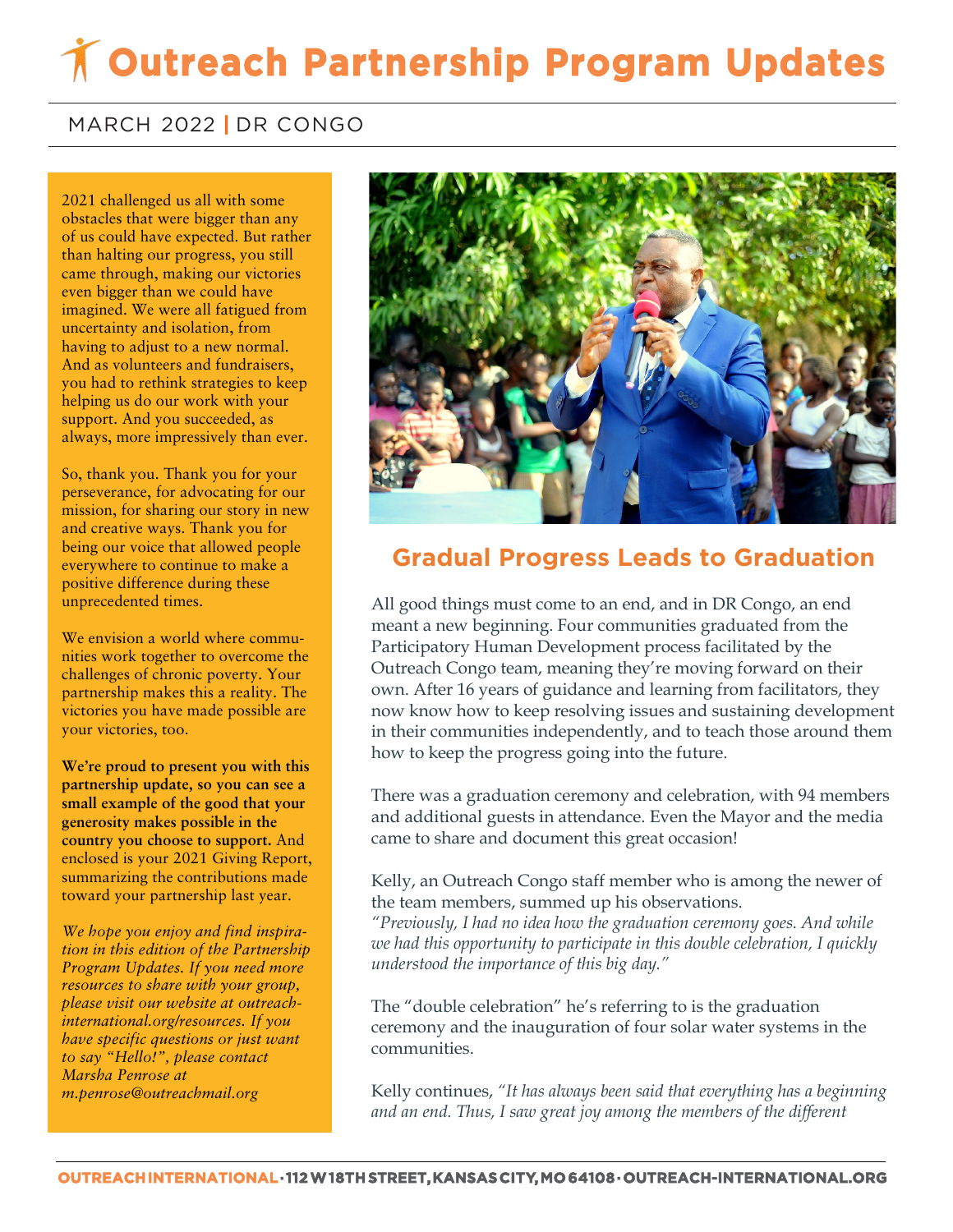# Outreach Partnership Program Updates

MARCH 2022 | DR CONGO

2021 challenged us all with some obstacles that were bigger than any of us could have expected. But rather than halting our progress, you still came through, making our victories even bigger than we could have imagined. We were all fatigued from uncertainty and isolation, from having to adjust to a new normal. And as volunteers and fundraisers, you had to rethink strategies to keep helping us do our work with your support. And you succeeded, as always, more impressively than ever.

So, thank you. Thank you for your perseverance, for advocating for our mission, for sharing our story in new and creative ways. Thank you for being our voice that allowed people everywhere to continue to make a positive difference during these unprecedented times.

We envision a world where communities work together to overcome the challenges of chronic poverty. Your partnership makes this a reality. The victories you have made possible are your victories, too.

**We're proud to present you with this partnership update, so you can see a small example of the good that your generosity makes possible in the country you choose to support.** And enclosed is your 2021 Giving Report, summarizing the contributions made toward your partnership last year.

*We hope you enjoy and find inspiration in this edition of the Partnership Program Updates. If you need more resources to share with your group, please visit our website at outreach-international.org/resources. If you have specific questions or just want to say "Hello!", please contact Marsha Penrose at m.penrose@outreachmail.org*

## Gradual Progress Leads to Graduation

All good things must come to an end, and in DR Congo, an end meant a new beginning. Four communities graduated from the Participatory Human Development process facilitated by the Outreach Congo team, meaning they're moving forward on their own. After 16 years of guidance and learning from facilitators, they now know how to keep resolving issues and sustaining development in their communities independently, and to teach those around them how to keep the progress going into the future.

There was a graduation ceremony and celebration, with 94 members and additional guests in attendance. Even the Mayor and the media came to share and document this great occasion!

Kelly, an Outreach Congo staff member who is among the newer of the team members, summed up his observations.
*"Previously, I had no idea how the graduation ceremony goes. And while we had this opportunity to participate in this double celebration, I quickly understood the importance of this big day."*

The "double celebration" he's referring to is the graduation ceremony and the inauguration of four solar water systems in the communities.

Kelly continues, *"It has always been said that everything has a beginning and an end. Thus, I saw great joy among the members of the different*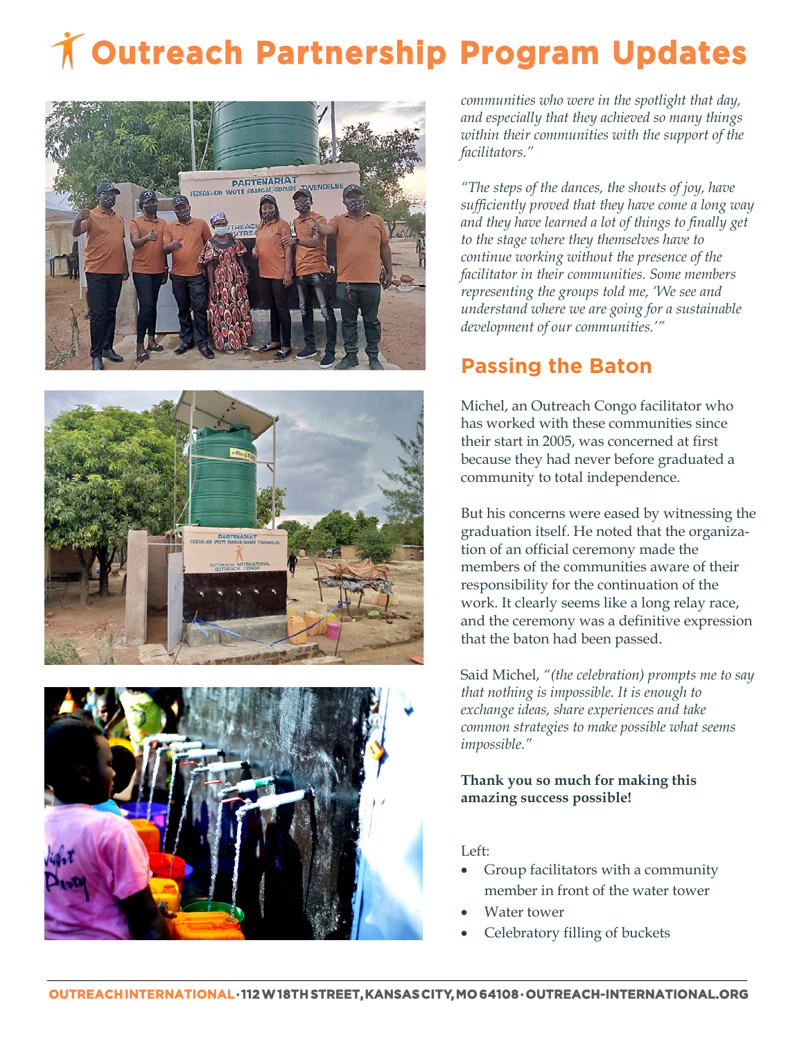# Outreach Partnership Program Updates

*communities who were in the spotlight that day, and especially that they achieved so many things within their communities with the support of the facilitators."*

*"The steps of the dances, the shouts of joy, have sufficiently proved that they have come a long way and they have learned a lot of things to finally get to the stage where they themselves have to continue working without the presence of the facilitator in their communities. Some members representing the groups told me, 'We see and understand where we are going for a sustainable development of our communities.'"*

## Passing the Baton

Michel, an Outreach Congo facilitator who has worked with these communities since their start in 2005, was concerned at first because they had never before graduated a community to total independence.

But his concerns were eased by witnessing the graduation itself. He noted that the organization of an official ceremony made the members of the communities aware of their responsibility for the continuation of the work. It clearly seems like a long relay race, and the ceremony was a definitive expression that the baton had been passed.

Said Michel, *"(the celebration) prompts me to say that nothing is impossible. It is enough to exchange ideas, share experiences and take common strategies to make possible what seems impossible."*

**Thank you so much for making this amazing success possible!**

Left:

- Group facilitators with a community member in front of the water tower
- Water tower
- Celebratory filling of buckets